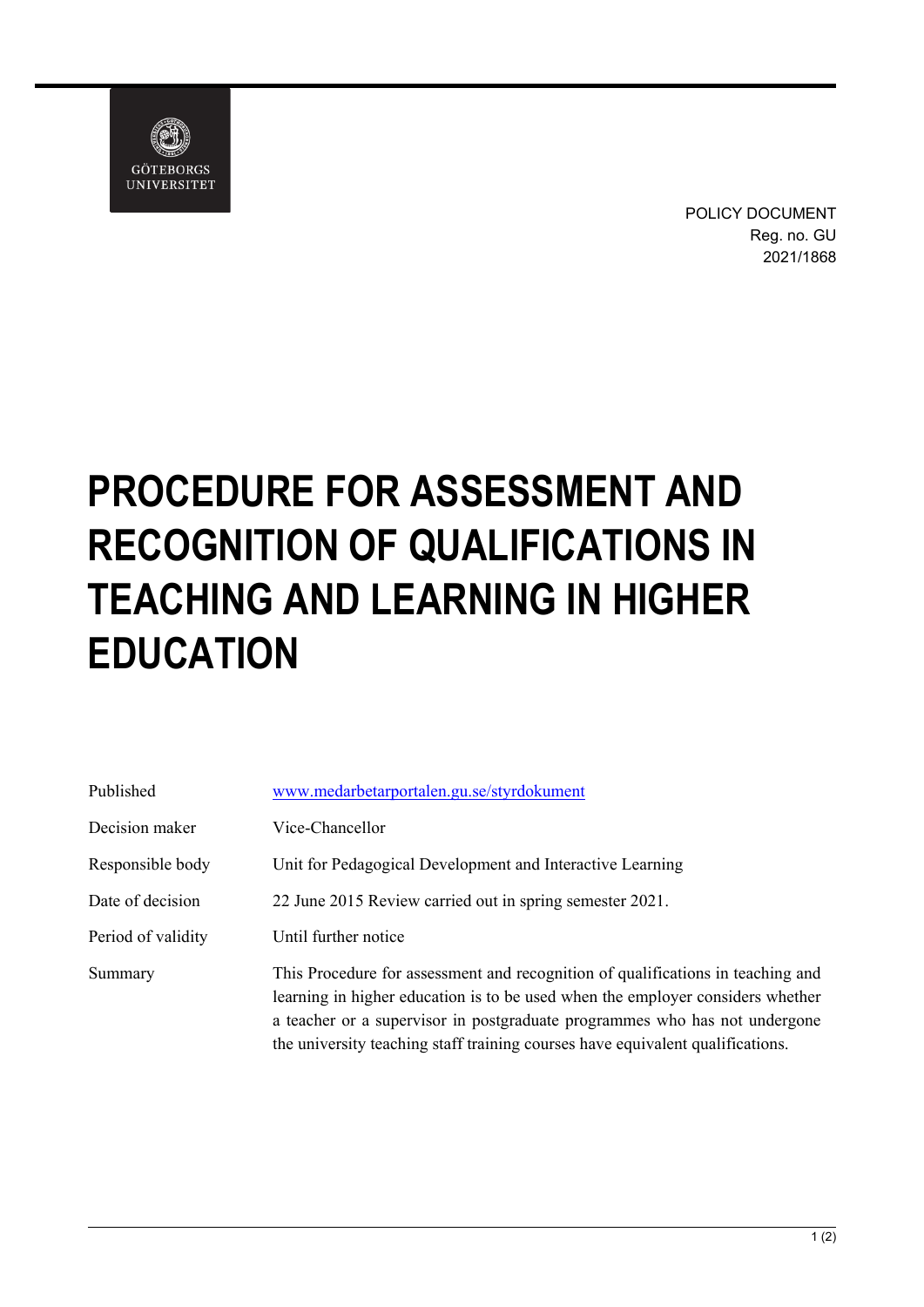GÖTEBORGS UNIVERSITET

POLICY DOCUMENT
Reg. no. GU 2021/1868

# PROCEDURE FOR ASSESSMENT AND RECOGNITION OF QUALIFICATIONS IN TEACHING AND LEARNING IN HIGHER EDUCATION

| | |
|---|---|
| Published | www.medarbetarportalen.gu.se/styrdokument |
| Decision maker | Vice-Chancellor |
| Responsible body | Unit for Pedagogical Development and Interactive Learning |
| Date of decision | 22 June 2015 Review carried out in spring semester 2021. |
| Period of validity | Until further notice |
| Summary | This Procedure for assessment and recognition of qualifications in teaching and learning in higher education is to be used when the employer considers whether a teacher or a supervisor in postgraduate programmes who has not undergone the university teaching staff training courses have equivalent qualifications. |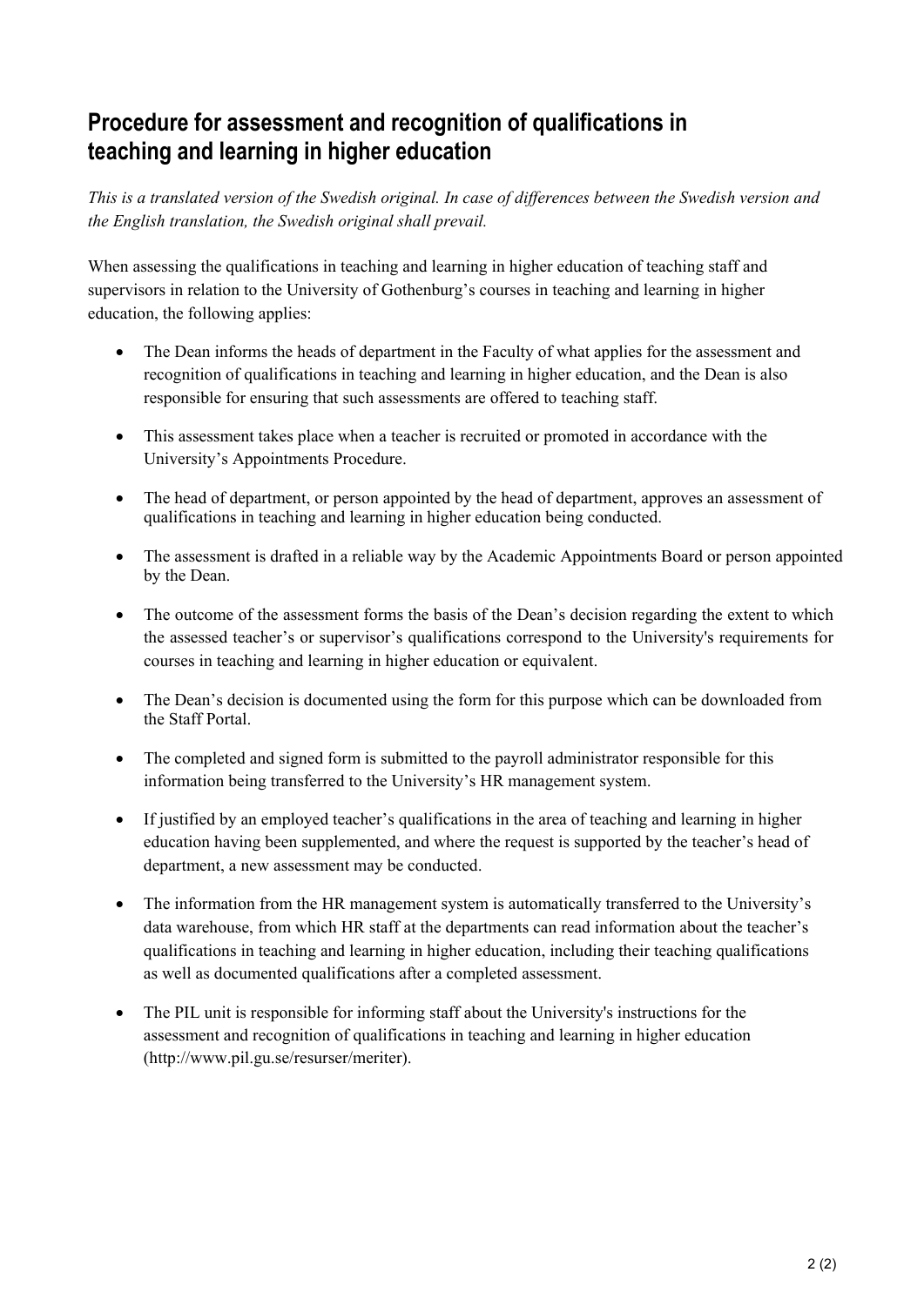## Procedure for assessment and recognition of qualifications in teaching and learning in higher education

*This is a translated version of the Swedish original. In case of differences between the Swedish version and the English translation, the Swedish original shall prevail.*

When assessing the qualifications in teaching and learning in higher education of teaching staff and supervisors in relation to the University of Gothenburg's courses in teaching and learning in higher education, the following applies:

- The Dean informs the heads of department in the Faculty of what applies for the assessment and recognition of qualifications in teaching and learning in higher education, and the Dean is also responsible for ensuring that such assessments are offered to teaching staff.
- This assessment takes place when a teacher is recruited or promoted in accordance with the University's Appointments Procedure.
- The head of department, or person appointed by the head of department, approves an assessment of qualifications in teaching and learning in higher education being conducted.
- The assessment is drafted in a reliable way by the Academic Appointments Board or person appointed by the Dean.
- The outcome of the assessment forms the basis of the Dean's decision regarding the extent to which the assessed teacher's or supervisor's qualifications correspond to the University's requirements for courses in teaching and learning in higher education or equivalent.
- The Dean's decision is documented using the form for this purpose which can be downloaded from the Staff Portal.
- The completed and signed form is submitted to the payroll administrator responsible for this information being transferred to the University's HR management system.
- If justified by an employed teacher's qualifications in the area of teaching and learning in higher education having been supplemented, and where the request is supported by the teacher's head of department, a new assessment may be conducted.
- The information from the HR management system is automatically transferred to the University's data warehouse, from which HR staff at the departments can read information about the teacher's qualifications in teaching and learning in higher education, including their teaching qualifications as well as documented qualifications after a completed assessment.
- The PIL unit is responsible for informing staff about the University's instructions for the assessment and recognition of qualifications in teaching and learning in higher education (http://www.pil.gu.se/resurser/meriter).